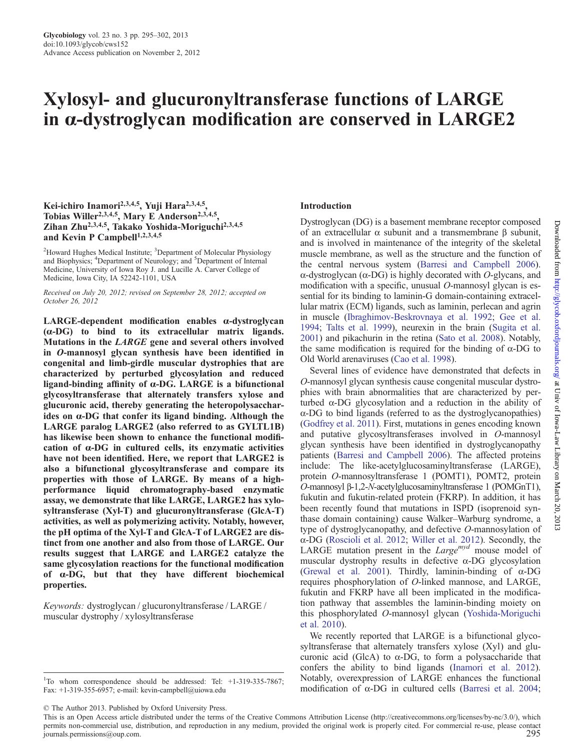# Xylosyl- and glucuronyltransferase functions of LARGE in α-dystroglycan modification are conserved in LARGE2

Kei-ichiro Inamori[2,3,4,5], Yuji Hara[2,3,4,5], Tobias Willer[2,3,4,5], Mary E Anderson[2,3,4,5], Zihan Zhu[2,3,4,5], Takako Yoshida-Moriguchi[2,3,4,5] and Kevin P Campbell[1,2,3,4,5]

[2]Howard Hughes Medical Institute; [3]Department of Molecular Physiology and Biophysics; [4]Department of Neurology; and [5]Department of Internal Medicine, University of Iowa Roy J. and Lucille A. Carver College of Medicine, Iowa City, IA 52242-1101, USA

*Received on July 20, 2012; revised on September 28, 2012; accepted on October 26, 2012*

**LARGE-dependent modification enables α-dystroglycan (α-DG) to bind to its extracellular matrix ligands. Mutations in the *LARGE* gene and several others involved in *O*-mannosyl glycan synthesis have been identified in congenital and limb-girdle muscular dystrophies that are characterized by perturbed glycosylation and reduced ligand-binding affinity of α-DG. LARGE is a bifunctional glycosyltransferase that alternately transfers xylose and glucuronic acid, thereby generating the heteropolysaccharides on α-DG that confer its ligand binding. Although the LARGE paralog LARGE2 (also referred to as GYLTL1B) has likewise been shown to enhance the functional modification of α-DG in cultured cells, its enzymatic activities have not been identified. Here, we report that LARGE2 is also a bifunctional glycosyltransferase and compare its properties with those of LARGE. By means of a high-performance liquid chromatography-based enzymatic assay, we demonstrate that like LARGE, LARGE2 has xylosyltransferase (Xyl-T) and glucuronyltransferase (GlcA-T) activities, as well as polymerizing activity. Notably, however, the pH optima of the Xyl-T and GlcA-T of LARGE2 are distinct from one another and also from those of LARGE. Our results suggest that LARGE and LARGE2 catalyze the same glycosylation reactions for the functional modification of α-DG, but that they have different biochemical properties.**

*Keywords:* dystroglycan / glucuronyltransferase / LARGE / muscular dystrophy / xylosyltransferase

## Introduction

Dystroglycan (DG) is a basement membrane receptor composed of an extracellular α subunit and a transmembrane β subunit, and is involved in maintenance of the integrity of the skeletal muscle membrane, as well as the structure and the function of the central nervous system (Barresi and Campbell 2006). α-dystroglycan (α-DG) is highly decorated with *O*-glycans, and modification with a specific, unusual *O*-mannosyl glycan is essential for its binding to laminin-G domain-containing extracellular matrix (ECM) ligands, such as laminin, perlecan and agrin in muscle (Ibraghimov-Beskrovnaya et al. 1992; Gee et al. 1994; Talts et al. 1999), neurexin in the brain (Sugita et al. 2001) and pikachurin in the retina (Sato et al. 2008). Notably, the same modification is required for the binding of α-DG to Old World arenaviruses (Cao et al. 1998).

Several lines of evidence have demonstrated that defects in *O*-mannosyl glycan synthesis cause congenital muscular dystrophies with brain abnormalities that are characterized by perturbed α-DG glycosylation and a reduction in the ability of α-DG to bind ligands (referred to as the dystroglycanopathies) (Godfrey et al. 2011). First, mutations in genes encoding known and putative glycosyltransferases involved in *O*-mannosyl glycan synthesis have been identified in dystroglycanopathy patients (Barresi and Campbell 2006). The affected proteins include: The like-acetylglucosaminyltransferase (LARGE), protein *O*-mannosyltransferase 1 (POMT1), POMT2, protein *O*-mannosyl β-1,2-*N*-acetylglucosaminyltransferase 1 (POMGnT1), fukutin and fukutin-related protein (FKRP). In addition, it has been recently found that mutations in ISPD (isoprenoid synthase domain containing) cause Walker–Warburg syndrome, a type of dystroglycanopathy, and defective *O*-mannosylation of α-DG (Roscioli et al. 2012; Willer et al. 2012). Secondly, the LARGE mutation present in the *Large*$^{myd}$ mouse model of muscular dystrophy results in defective α-DG glycosylation (Grewal et al. 2001). Thirdly, laminin-binding of α-DG requires phosphorylation of *O*-linked mannose, and LARGE, fukutin and FKRP have all been implicated in the modification pathway that assembles the laminin-binding moiety on this phosphorylated *O*-mannosyl glycan (Yoshida-Moriguchi et al. 2010).

We recently reported that LARGE is a bifunctional glycosyltransferase that alternately transfers xylose (Xyl) and glucuronic acid (GlcA) to α-DG, to form a polysaccharide that confers the ability to bind ligands (Inamori et al. 2012). Notably, overexpression of LARGE enhances the functional modification of α-DG in cultured cells (Barresi et al. 2004;

[1]To whom correspondence should be addressed: Tel: +1-319-335-7867; Fax: +1-319-355-6957; e-mail: kevin-campbell@uiowa.edu

© The Author 2013. Published by Oxford University Press.
This is an Open Access article distributed under the terms of the Creative Commons Attribution License (http://creativecommons.org/licenses/by-nc/3.0/), which permits non-commercial use, distribution, and reproduction in any medium, provided the original work is properly cited. For commercial re-use, please contact journals.permissions@oup.com.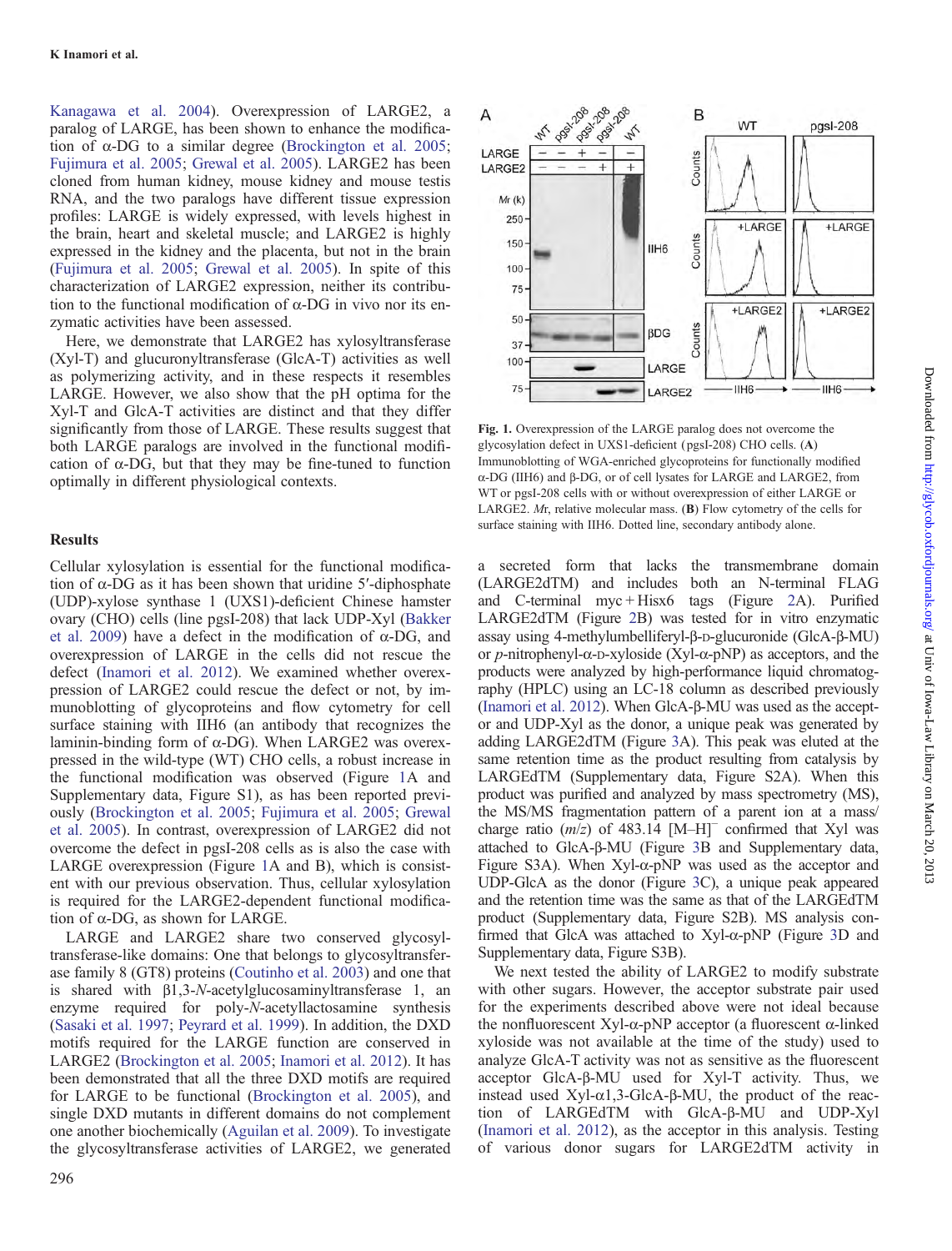Kanagawa et al. 2004). Overexpression of LARGE2, a paralog of LARGE, has been shown to enhance the modification of α-DG to a similar degree (Brockington et al. 2005; Fujimura et al. 2005; Grewal et al. 2005). LARGE2 has been cloned from human kidney, mouse kidney and mouse testis RNA, and the two paralogs have different tissue expression profiles: LARGE is widely expressed, with levels highest in the brain, heart and skeletal muscle; and LARGE2 is highly expressed in the kidney and the placenta, but not in the brain (Fujimura et al. 2005; Grewal et al. 2005). In spite of this characterization of LARGE2 expression, neither its contribution to the functional modification of α-DG in vivo nor its enzymatic activities have been assessed.

Here, we demonstrate that LARGE2 has xylosyltransferase (Xyl-T) and glucuronyltransferase (GlcA-T) activities as well as polymerizing activity, and in these respects it resembles LARGE. However, we also show that the pH optima for the Xyl-T and GlcA-T activities are distinct and that they differ significantly from those of LARGE. These results suggest that both LARGE paralogs are involved in the functional modification of α-DG, but that they may be fine-tuned to function optimally in different physiological contexts.

## Results

Cellular xylosylation is essential for the functional modification of α-DG as it has been shown that uridine 5′-diphosphate (UDP)-xylose synthase 1 (UXS1)-deficient Chinese hamster ovary (CHO) cells (line pgsI-208) that lack UDP-Xyl (Bakker et al. 2009) have a defect in the modification of α-DG, and overexpression of LARGE in the cells did not rescue the defect (Inamori et al. 2012). We examined whether overexpression of LARGE2 could rescue the defect or not, by immunoblotting of glycoproteins and flow cytometry for cell surface staining with IIH6 (an antibody that recognizes the laminin-binding form of α-DG). When LARGE2 was overexpressed in the wild-type (WT) CHO cells, a robust increase in the functional modification was observed (Figure 1A and Supplementary data, Figure S1), as has been reported previously (Brockington et al. 2005; Fujimura et al. 2005; Grewal et al. 2005). In contrast, overexpression of LARGE2 did not overcome the defect in pgsI-208 cells as is also the case with LARGE overexpression (Figure 1A and B), which is consistent with our previous observation. Thus, cellular xylosylation is required for the LARGE2-dependent functional modification of α-DG, as shown for LARGE.

LARGE and LARGE2 share two conserved glycosyltransferase-like domains: One that belongs to glycosyltransferase family 8 (GT8) proteins (Coutinho et al. 2003) and one that is shared with β1,3-*N*-acetylglucosaminyltransferase 1, an enzyme required for poly-*N*-acetyllactosamine synthesis (Sasaki et al. 1997; Peyrard et al. 1999). In addition, the DXD motifs required for the LARGE function are conserved in LARGE2 (Brockington et al. 2005; Inamori et al. 2012). It has been demonstrated that all the three DXD motifs are required for LARGE to be functional (Brockington et al. 2005), and single DXD mutants in different domains do not complement one another biochemically (Aguilan et al. 2009). To investigate the glycosyltransferase activities of LARGE2, we generated a secreted form that lacks the transmembrane domain (LARGE2dTM) and includes both an N-terminal FLAG and C-terminal myc + Hisx6 tags (Figure 2A). Purified LARGE2dTM (Figure 2B) was tested for in vitro enzymatic assay using 4-methylumbelliferyl-β-D-glucuronide (GlcA-β-MU) or *p*-nitrophenyl-α-D-xyloside (Xyl-α-pNP) as acceptors, and the products were analyzed by high-performance liquid chromatography (HPLC) using an LC-18 column as described previously (Inamori et al. 2012). When GlcA-β-MU was used as the acceptor and UDP-Xyl as the donor, a unique peak was generated by adding LARGE2dTM (Figure 3A). This peak was eluted at the same retention time as the product resulting from catalysis by LARGEdTM (Supplementary data, Figure S2A). When this product was purified and analyzed by mass spectrometry (MS), the MS/MS fragmentation pattern of a parent ion at a mass/charge ratio (*m/z*) of 483.14 $[M–H]^-$ confirmed that Xyl was attached to GlcA-β-MU (Figure 3B and Supplementary data, Figure S3A). When Xyl-α-pNP was used as the acceptor and UDP-GlcA as the donor (Figure 3C), a unique peak appeared and the retention time was the same as that of the LARGEdTM product (Supplementary data, Figure S2B). MS analysis confirmed that GlcA was attached to Xyl-α-pNP (Figure 3D and Supplementary data, Figure S3B).

We next tested the ability of LARGE2 to modify substrate with other sugars. However, the acceptor substrate pair used for the experiments described above were not ideal because the nonfluorescent Xyl-α-pNP acceptor (a fluorescent α-linked xyloside was not available at the time of the study) used to analyze GlcA-T activity was not as sensitive as the fluorescent acceptor GlcA-β-MU used for Xyl-T activity. Thus, we instead used Xyl-α1,3-GlcA-β-MU, the product of the reaction of LARGEdTM with GlcA-β-MU and UDP-Xyl (Inamori et al. 2012), as the acceptor in this analysis. Testing of various donor sugars for LARGE2dTM activity in

**Fig. 1.** Overexpression of the LARGE paralog does not overcome the glycosylation defect in UXS1-deficient (pgsI-208) CHO cells. (**A**) Immunoblotting of WGA-enriched glycoproteins for functionally modified α-DG (IIH6) and β-DG, or of cell lysates for LARGE and LARGE2, from WT or pgsI-208 cells with or without overexpression of either LARGE or LARGE2. *M*r, relative molecular mass. (**B**) Flow cytometry of the cells for surface staining with IIH6. Dotted line, secondary antibody alone.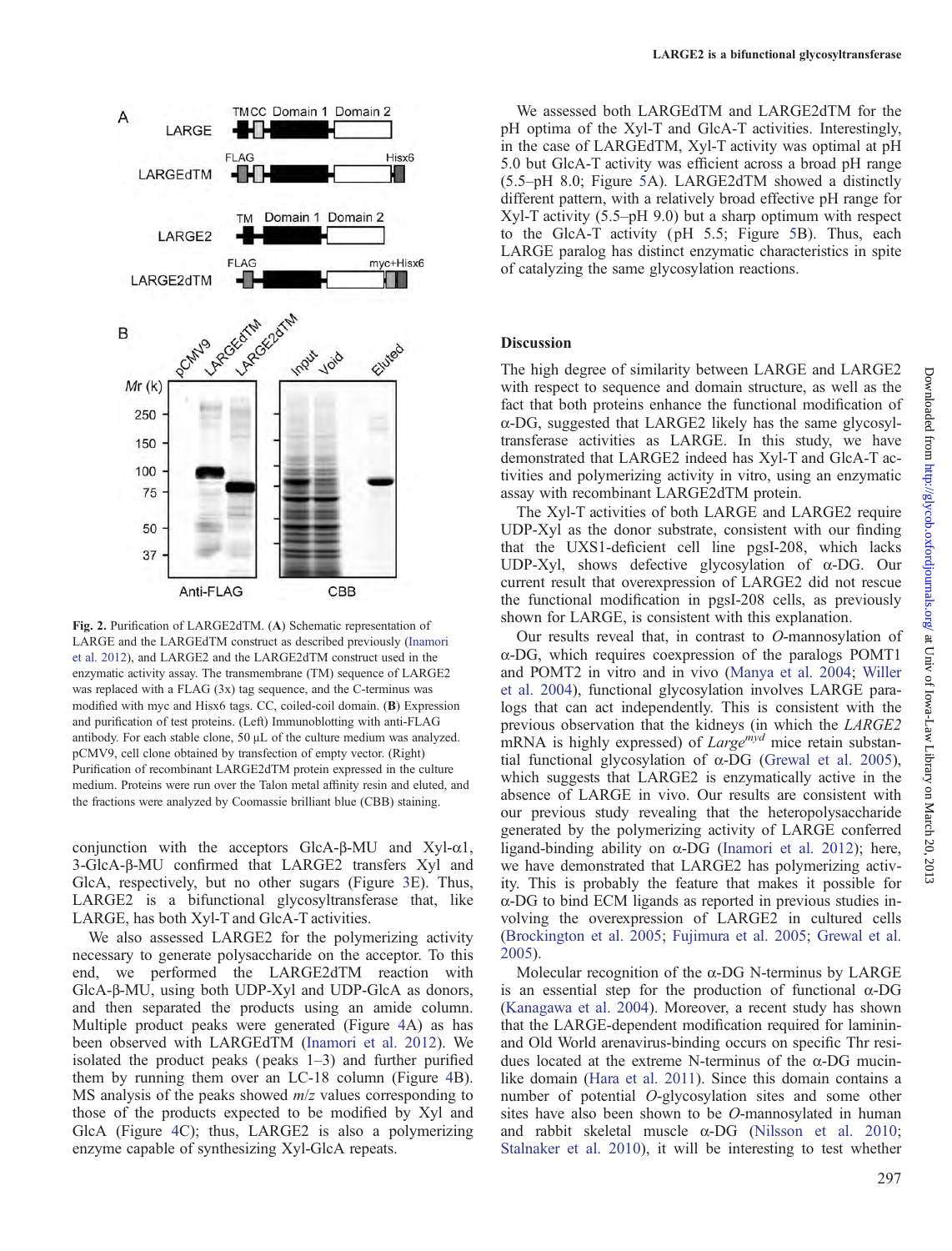Fig. 2. Purification of LARGE2dTM. (**A**) Schematic representation of LARGE and the LARGEdTM construct as described previously (Inamori et al. 2012), and LARGE2 and the LARGE2dTM construct used in the enzymatic activity assay. The transmembrane (TM) sequence of LARGE2 was replaced with a FLAG (3x) tag sequence, and the C-terminus was modified with myc and Hisx6 tags. CC, coiled-coil domain. (**B**) Expression and purification of test proteins. (Left) Immunoblotting with anti-FLAG antibody. For each stable clone, 50 μL of the culture medium was analyzed. pCMV9, cell clone obtained by transfection of empty vector. (Right) Purification of recombinant LARGE2dTM protein expressed in the culture medium. Proteins were run over the Talon metal affinity resin and eluted, and the fractions were analyzed by Coomassie brilliant blue (CBB) staining.

conjunction with the acceptors GlcA-β-MU and Xyl-α1, 3-GlcA-β-MU confirmed that LARGE2 transfers Xyl and GlcA, respectively, but no other sugars (Figure 3E). Thus, LARGE2 is a bifunctional glycosyltransferase that, like LARGE, has both Xyl-T and GlcA-T activities.

We also assessed LARGE2 for the polymerizing activity necessary to generate polysaccharide on the acceptor. To this end, we performed the LARGE2dTM reaction with GlcA-β-MU, using both UDP-Xyl and UDP-GlcA as donors, and then separated the products using an amide column. Multiple product peaks were generated (Figure 4A) as has been observed with LARGEdTM (Inamori et al. 2012). We isolated the product peaks (peaks 1–3) and further purified them by running them over an LC-18 column (Figure 4B). MS analysis of the peaks showed *m/z* values corresponding to those of the products expected to be modified by Xyl and GlcA (Figure 4C); thus, LARGE2 is also a polymerizing enzyme capable of synthesizing Xyl-GlcA repeats.

We assessed both LARGEdTM and LARGE2dTM for the pH optima of the Xyl-T and GlcA-T activities. Interestingly, in the case of LARGEdTM, Xyl-T activity was optimal at pH 5.0 but GlcA-T activity was efficient across a broad pH range (5.5–pH 8.0; Figure 5A). LARGE2dTM showed a distinctly different pattern, with a relatively broad effective pH range for Xyl-T activity (5.5–pH 9.0) but a sharp optimum with respect to the GlcA-T activity (pH 5.5; Figure 5B). Thus, each LARGE paralog has distinct enzymatic characteristics in spite of catalyzing the same glycosylation reactions.

## Discussion

The high degree of similarity between LARGE and LARGE2 with respect to sequence and domain structure, as well as the fact that both proteins enhance the functional modification of α-DG, suggested that LARGE2 likely has the same glycosyltransferase activities as LARGE. In this study, we have demonstrated that LARGE2 indeed has Xyl-T and GlcA-T activities and polymerizing activity in vitro, using an enzymatic assay with recombinant LARGE2dTM protein.

The Xyl-T activities of both LARGE and LARGE2 require UDP-Xyl as the donor substrate, consistent with our finding that the UXS1-deficient cell line pgsI-208, which lacks UDP-Xyl, shows defective glycosylation of α-DG. Our current result that overexpression of LARGE2 did not rescue the functional modification in pgsI-208 cells, as previously shown for LARGE, is consistent with this explanation.

Our results reveal that, in contrast to *O*-mannosylation of α-DG, which requires coexpression of the paralogs POMT1 and POMT2 in vitro and in vivo (Manya et al. 2004; Willer et al. 2004), functional glycosylation involves LARGE paralogs that can act independently. This is consistent with the previous observation that the kidneys (in which the *LARGE2* mRNA is highly expressed) of *Large*$^{myd}$ mice retain substantial functional glycosylation of α-DG (Grewal et al. 2005), which suggests that LARGE2 is enzymatically active in the absence of LARGE in vivo. Our results are consistent with our previous study revealing that the heteropolysaccharide generated by the polymerizing activity of LARGE conferred ligand-binding ability on α-DG (Inamori et al. 2012); here, we have demonstrated that LARGE2 has polymerizing activity. This is probably the feature that makes it possible for α-DG to bind ECM ligands as reported in previous studies involving the overexpression of LARGE2 in cultured cells (Brockington et al. 2005; Fujimura et al. 2005; Grewal et al. 2005).

Molecular recognition of the α-DG N-terminus by LARGE is an essential step for the production of functional α-DG (Kanagawa et al. 2004). Moreover, a recent study has shown that the LARGE-dependent modification required for laminin- and Old World arenavirus-binding occurs on specific Thr residues located at the extreme N-terminus of the α-DG mucin-like domain (Hara et al. 2011). Since this domain contains a number of potential *O*-glycosylation sites and some other sites have also been shown to be *O*-mannosylated in human and rabbit skeletal muscle α-DG (Nilsson et al. 2010; Stalnaker et al. 2010), it will be interesting to test whether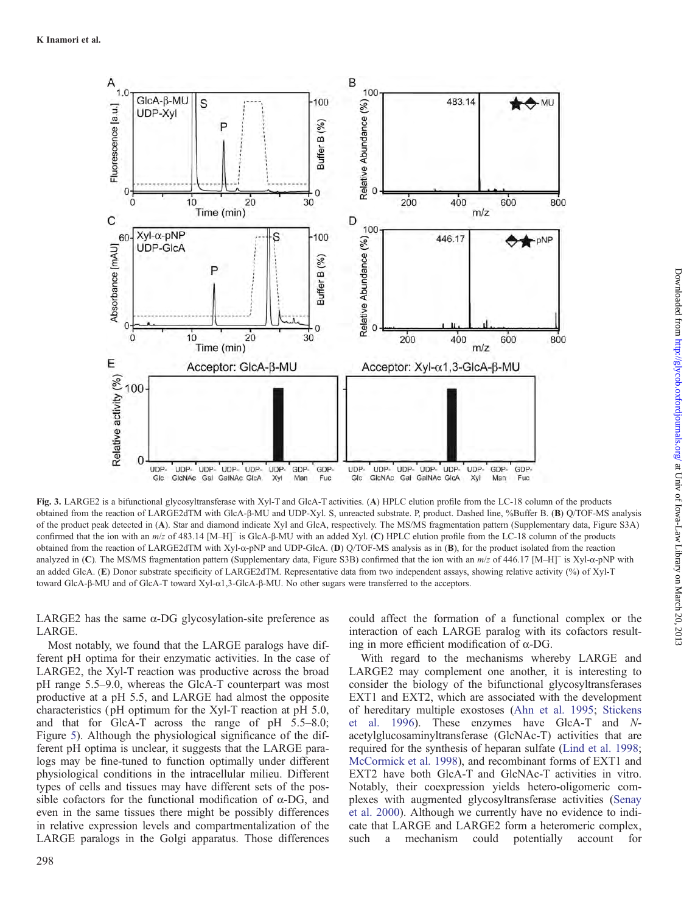**Fig. 3.** LARGE2 is a bifunctional glycosyltransferase with Xyl-T and GlcA-T activities. (**A**) HPLC elution profile from the LC-18 column of the products obtained from the reaction of LARGE2dTM with GlcA-β-MU and UDP-Xyl. S, unreacted substrate. P, product. Dashed line, %Buffer B. (**B**) Q/TOF-MS analysis of the product peak detected in (**A**). Star and diamond indicate Xyl and GlcA, respectively. The MS/MS fragmentation pattern (Supplementary data, Figure S3A) confirmed that the ion with an *m/z* of 483.14 [M–H]⁻ is GlcA-β-MU with an added Xyl. (**C**) HPLC elution profile from the LC-18 column of the products obtained from the reaction of LARGE2dTM with Xyl-α-pNP and UDP-GlcA. (**D**) Q/TOF-MS analysis as in (**B**), for the product isolated from the reaction analyzed in (**C**). The MS/MS fragmentation pattern (Supplementary data, Figure S3B) confirmed that the ion with an *m/z* of 446.17 [M–H]⁻ is Xyl-α-pNP with an added GlcA. (**E**) Donor substrate specificity of LARGE2dTM. Representative data from two independent assays, showing relative activity (%) of Xyl-T toward GlcA-β-MU and of GlcA-T toward Xyl-α1,3-GlcA-β-MU. No other sugars were transferred to the acceptors.

LARGE2 has the same α-DG glycosylation-site preference as LARGE.

Most notably, we found that the LARGE paralogs have different pH optima for their enzymatic activities. In the case of LARGE2, the Xyl-T reaction was productive across the broad pH range 5.5–9.0, whereas the GlcA-T counterpart was most productive at a pH 5.5, and LARGE had almost the opposite characteristics (pH optimum for the Xyl-T reaction at pH 5.0, and that for GlcA-T across the range of pH 5.5–8.0; Figure 5). Although the physiological significance of the different pH optima is unclear, it suggests that the LARGE paralogs may be fine-tuned to function optimally under different physiological conditions in the intracellular milieu. Different types of cells and tissues may have different sets of the possible cofactors for the functional modification of α-DG, and even in the same tissues there might be possibly differences in relative expression levels and compartmentalization of the LARGE paralogs in the Golgi apparatus. Those differences could affect the formation of a functional complex or the interaction of each LARGE paralog with its cofactors resulting in more efficient modification of α-DG.

With regard to the mechanisms whereby LARGE and LARGE2 may complement one another, it is interesting to consider the biology of the bifunctional glycosyltransferases EXT1 and EXT2, which are associated with the development of hereditary multiple exostoses (Ahn et al. 1995; Stickens et al. 1996). These enzymes have GlcA-T and *N*-acetylglucosaminyltransferase (GlcNAc-T) activities that are required for the synthesis of heparan sulfate (Lind et al. 1998; McCormick et al. 1998), and recombinant forms of EXT1 and EXT2 have both GlcA-T and GlcNAc-T activities in vitro. Notably, their coexpression yields hetero-oligomeric complexes with augmented glycosyltransferase activities (Senay et al. 2000). Although we currently have no evidence to indicate that LARGE and LARGE2 form a heteromeric complex, such a mechanism could potentially account for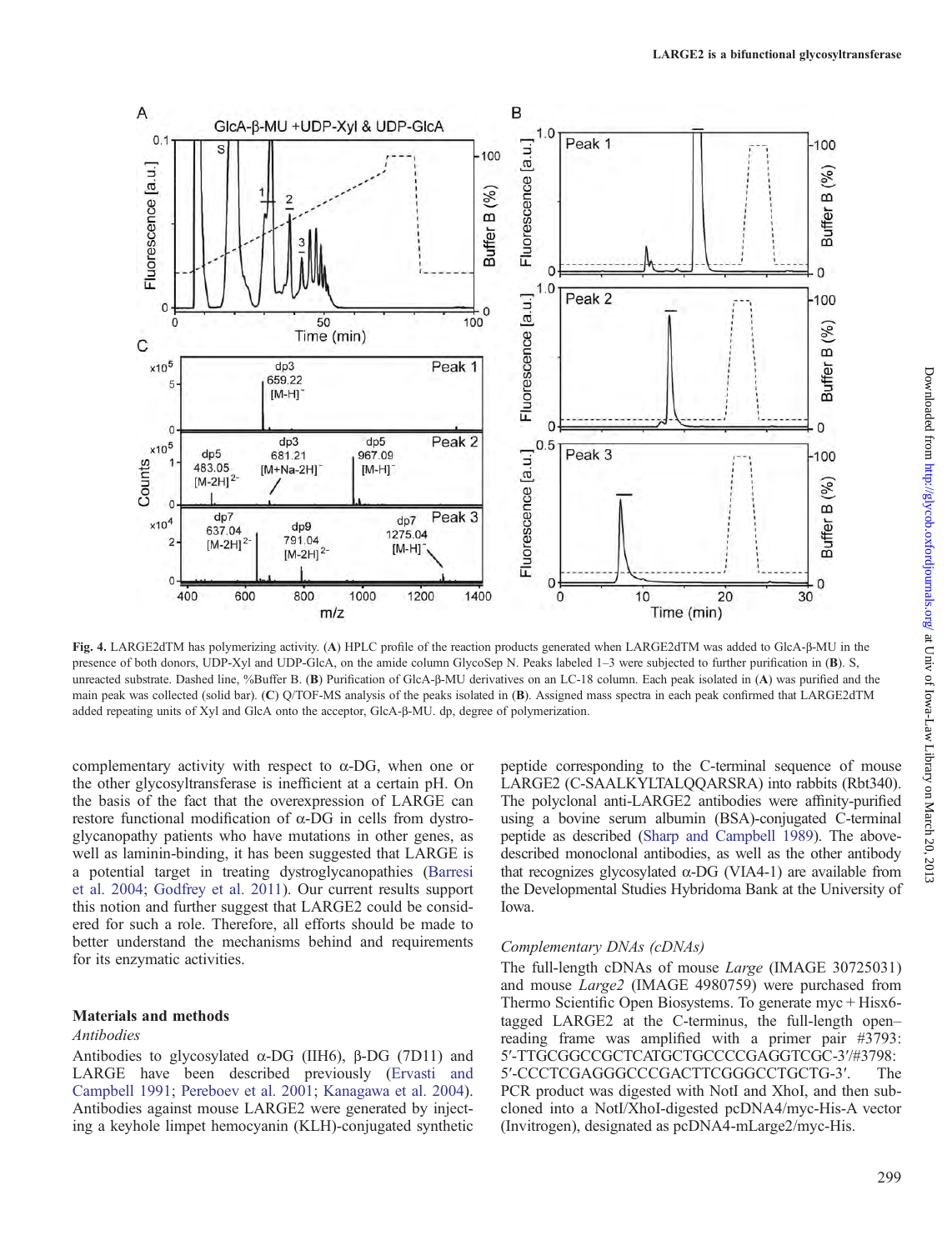**Fig. 4.** LARGE2dTM has polymerizing activity. (**A**) HPLC profile of the reaction products generated when LARGE2dTM was added to GlcA-β-MU in the presence of both donors, UDP-Xyl and UDP-GlcA, on the amide column GlycoSep N. Peaks labeled 1–3 were subjected to further purification in (**B**). S, unreacted substrate. Dashed line, %Buffer B. (**B**) Purification of GlcA-β-MU derivatives on an LC-18 column. Each peak isolated in (**A**) was purified and the main peak was collected (solid bar). (**C**) Q/TOF-MS analysis of the peaks isolated in (**B**). Assigned mass spectra in each peak confirmed that LARGE2dTM added repeating units of Xyl and GlcA onto the acceptor, GlcA-β-MU. dp, degree of polymerization.

complementary activity with respect to α-DG, when one or the other glycosyltransferase is inefficient at a certain pH. On the basis of the fact that the overexpression of LARGE can restore functional modification of α-DG in cells from dystroglycanopathy patients who have mutations in other genes, as well as laminin-binding, it has been suggested that LARGE is a potential target in treating dystroglycanopathies (Barresi et al. 2004; Godfrey et al. 2011). Our current results support this notion and further suggest that LARGE2 could be considered for such a role. Therefore, all efforts should be made to better understand the mechanisms behind and requirements for its enzymatic activities.

## Materials and methods

### Antibodies

Antibodies to glycosylated α-DG (IIH6), β-DG (7D11) and LARGE have been described previously (Ervasti and Campbell 1991; Pereboev et al. 2001; Kanagawa et al. 2004). Antibodies against mouse LARGE2 were generated by injecting a keyhole limpet hemocyanin (KLH)-conjugated synthetic peptide corresponding to the C-terminal sequence of mouse LARGE2 (C-SAALKYLTALQQARSRA) into rabbits (Rbt340). The polyclonal anti-LARGE2 antibodies were affinity-purified using a bovine serum albumin (BSA)-conjugated C-terminal peptide as described (Sharp and Campbell 1989). The above-described monoclonal antibodies, as well as the other antibody that recognizes glycosylated α-DG (VIA4-1) are available from the Developmental Studies Hybridoma Bank at the University of Iowa.

### Complementary DNAs (cDNAs)

The full-length cDNAs of mouse *Large* (IMAGE 30725031) and mouse *Large2* (IMAGE 4980759) were purchased from Thermo Scientific Open Biosystems. To generate myc + Hisx6-tagged LARGE2 at the C-terminus, the full-length open–reading frame was amplified with a primer pair #3793: 5′-TTGCGGCCGCTCATGCTGCCCCGAGGTCGC-3′/#3798: 5′-CCCTCGAGGGCCCGACTTCGGGCCTGCTG-3′. The PCR product was digested with NotI and XhoI, and then subcloned into a NotI/XhoI-digested pcDNA4/myc-His-A vector (Invitrogen), designated as pcDNA4-mLarge2/myc-His.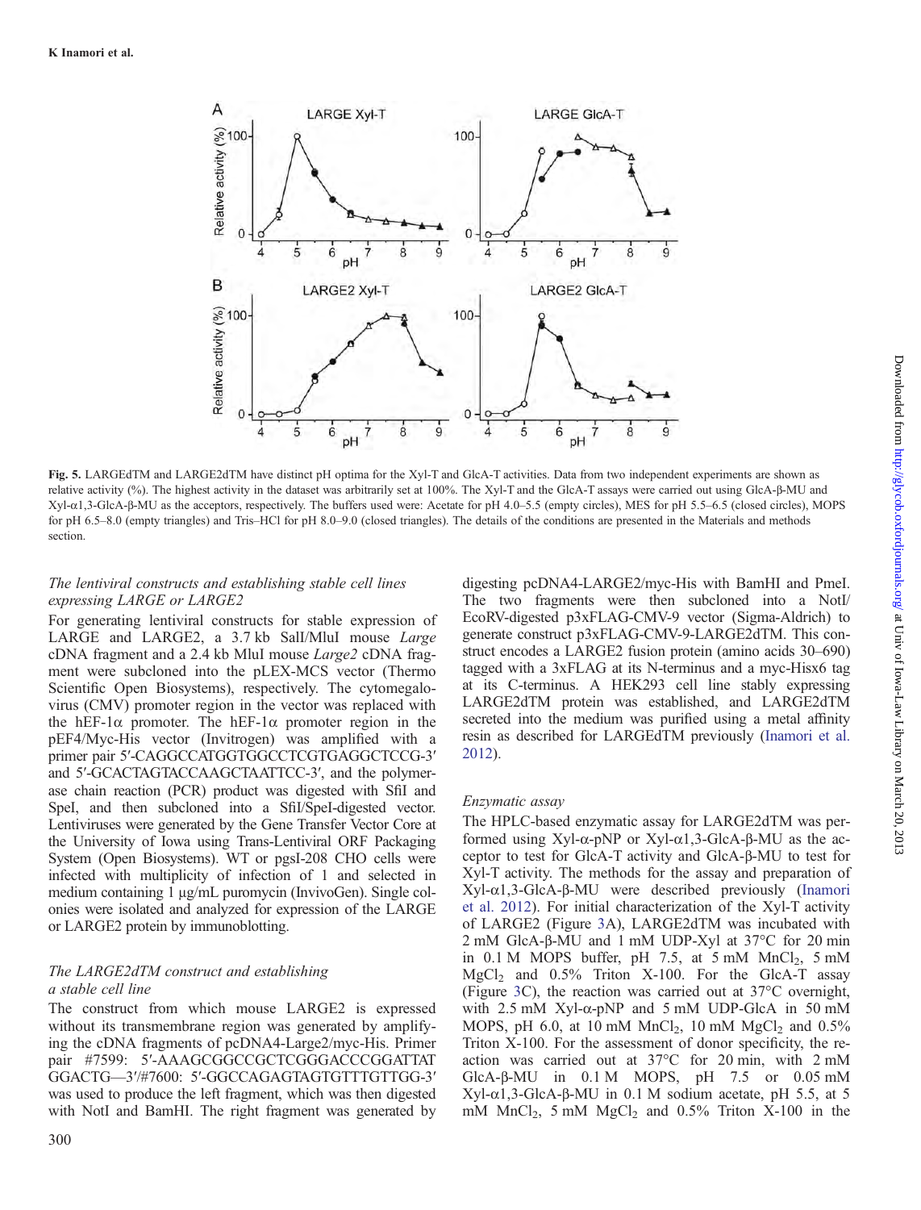**Fig. 5.** LARGEdTM and LARGE2dTM have distinct pH optima for the Xyl-T and GlcA-T activities. Data from two independent experiments are shown as relative activity (%). The highest activity in the dataset was arbitrarily set at 100%. The Xyl-T and the GlcA-T assays were carried out using GlcA-β-MU and Xyl-α1,3-GlcA-β-MU as the acceptors, respectively. The buffers used were: Acetate for pH 4.0–5.5 (empty circles), MES for pH 5.5–6.5 (closed circles), MOPS for pH 6.5–8.0 (empty triangles) and Tris–HCl for pH 8.0–9.0 (closed triangles). The details of the conditions are presented in the Materials and methods section.

### *The lentiviral constructs and establishing stable cell lines expressing LARGE or LARGE2*

For generating lentiviral constructs for stable expression of LARGE and LARGE2, a 3.7 kb SalI/MluI mouse *Large* cDNA fragment and a 2.4 kb MluI mouse *Large2* cDNA fragment were subcloned into the pLEX-MCS vector (Thermo Scientific Open Biosystems), respectively. The cytomegalovirus (CMV) promoter region in the vector was replaced with the hEF-1α promoter. The hEF-1α promoter region in the pEF4/Myc-His vector (Invitrogen) was amplified with a primer pair 5′-CAGGCCATGGTGGCCTCGTGAGGCTCCG-3′ and 5′-GCACTAGTACCAAGCTAATTCC-3′, and the polymerase chain reaction (PCR) product was digested with SfiI and SpeI, and then subcloned into a SfiI/SpeI-digested vector. Lentiviruses were generated by the Gene Transfer Vector Core at the University of Iowa using Trans-Lentiviral ORF Packaging System (Open Biosystems). WT or pgsI-208 CHO cells were infected with multiplicity of infection of 1 and selected in medium containing 1 μg/mL puromycin (InvivoGen). Single colonies were isolated and analyzed for expression of the LARGE or LARGE2 protein by immunoblotting.

### *The LARGE2dTM construct and establishing a stable cell line*

The construct from which mouse LARGE2 is expressed without its transmembrane region was generated by amplifying the cDNA fragments of pcDNA4-Large2/myc-His. Primer pair #7599: 5′-AAAGCGGCCGCTCGGGACCCGGATTATGGACTG—3′/#7600: 5′-GGCCAGAGTAGTGTTTGTTGG-3′ was used to produce the left fragment, which was then digested with NotI and BamHI. The right fragment was generated by digesting pcDNA4-LARGE2/myc-His with BamHI and PmeI. The two fragments were then subcloned into a NotI/EcoRV-digested p3xFLAG-CMV-9 vector (Sigma-Aldrich) to generate construct p3xFLAG-CMV-9-LARGE2dTM. This construct encodes a LARGE2 fusion protein (amino acids 30–690) tagged with a 3xFLAG at its N-terminus and a myc-Hisx6 tag at its C-terminus. A HEK293 cell line stably expressing LARGE2dTM protein was established, and LARGE2dTM secreted into the medium was purified using a metal affinity resin as described for LARGEdTM previously (Inamori et al. 2012).

### *Enzymatic assay*

The HPLC-based enzymatic assay for LARGE2dTM was performed using Xyl-α-pNP or Xyl-α1,3-GlcA-β-MU as the acceptor to test for GlcA-T activity and GlcA-β-MU to test for Xyl-T activity. The methods for the assay and preparation of Xyl-α1,3-GlcA-β-MU were described previously (Inamori et al. 2012). For initial characterization of the Xyl-T activity of LARGE2 (Figure 3A), LARGE2dTM was incubated with 2 mM GlcA-β-MU and 1 mM UDP-Xyl at 37°C for 20 min in 0.1 M MOPS buffer, pH 7.5, at 5 mM $MnCl_2$, 5 mM $MgCl_2$ and 0.5% Triton X-100. For the GlcA-T assay (Figure 3C), the reaction was carried out at 37°C overnight, with 2.5 mM Xyl-α-pNP and 5 mM UDP-GlcA in 50 mM MOPS, pH 6.0, at 10 mM $MnCl_2$, 10 mM $MgCl_2$ and 0.5% Triton X-100. For the assessment of donor specificity, the reaction was carried out at 37°C for 20 min, with 2 mM GlcA-β-MU in 0.1 M MOPS, pH 7.5 or 0.05 mM Xyl-α1,3-GlcA-β-MU in 0.1 M sodium acetate, pH 5.5, at 5 mM $MnCl_2$, 5 mM $MgCl_2$ and 0.5% Triton X-100 in the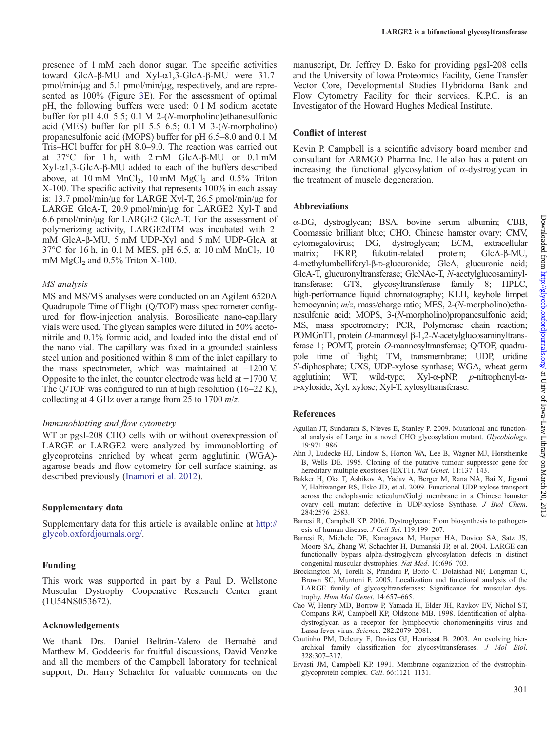presence of 1 mM each donor sugar. The specific activities toward GlcA-β-MU and Xyl-α1,3-GlcA-β-MU were 31.7 pmol/min/μg and 5.1 pmol/min/μg, respectively, and are represented as 100% (Figure 3E). For the assessment of optimal pH, the following buffers were used: 0.1 M sodium acetate buffer for pH 4.0–5.5; 0.1 M 2-(*N*-morpholino)ethanesulfonic acid (MES) buffer for pH 5.5–6.5; 0.1 M 3-(*N*-morpholino) propanesulfonic acid (MOPS) buffer for pH 6.5–8.0 and 0.1 M Tris–HCl buffer for pH 8.0–9.0. The reaction was carried out at 37°C for 1 h, with 2 mM GlcA-β-MU or 0.1 mM Xyl-α1,3-GlcA-β-MU added to each of the buffers described above, at 10 mM $MnCl_2$, 10 mM $MgCl_2$ and 0.5% Triton X-100. The specific activity that represents 100% in each assay is: 13.7 pmol/min/μg for LARGE Xyl-T, 26.5 pmol/min/μg for LARGE GlcA-T, 20.9 pmol/min/μg for LARGE2 Xyl-T and 6.6 pmol/min/μg for LARGE2 GlcA-T. For the assessment of polymerizing activity, LARGE2dTM was incubated with 2 mM GlcA-β-MU, 5 mM UDP-Xyl and 5 mM UDP-GlcA at 37°C for 16 h, in 0.1 M MES, pH 6.5, at 10 mM $MnCl_2$, 10 mM $MgCl_2$ and 0.5% Triton X-100.

### *MS analysis*

MS and MS/MS analyses were conducted on an Agilent 6520A Quadrupole Time of Flight (Q/TOF) mass spectrometer configured for flow-injection analysis. Borosilicate nano-capillary vials were used. The glycan samples were diluted in 50% acetonitrile and 0.1% formic acid, and loaded into the distal end of the nano vial. The capillary was fixed in a grounded stainless steel union and positioned within 8 mm of the inlet capillary to the mass spectrometer, which was maintained at −1200 V. Opposite to the inlet, the counter electrode was held at −1700 V. The Q/TOF was configured to run at high resolution (16–22 K), collecting at 4 GHz over a range from 25 to 1700 *m/z*.

### *Immunoblotting and flow cytometry*

WT or pgsI-208 CHO cells with or without overexpression of LARGE or LARGE2 were analyzed by immunoblotting of glycoproteins enriched by wheat germ agglutinin (WGA)-agarose beads and flow cytometry for cell surface staining, as described previously (Inamori et al. 2012).

## Supplementary data

Supplementary data for this article is available online at http://glycob.oxfordjournals.org/.

## Funding

This work was supported in part by a Paul D. Wellstone Muscular Dystrophy Cooperative Research Center grant (1U54NS053672).

## Acknowledgements

We thank Drs. Daniel Beltrán-Valero de Bernabé and Matthew M. Goddeeris for fruitful discussions, David Venzke and all the members of the Campbell laboratory for technical support, Dr. Harry Schachter for valuable comments on the manuscript, Dr. Jeffrey D. Esko for providing pgsI-208 cells and the University of Iowa Proteomics Facility, Gene Transfer Vector Core, Developmental Studies Hybridoma Bank and Flow Cytometry Facility for their services. K.P.C. is an Investigator of the Howard Hughes Medical Institute.

## Conflict of interest

Kevin P. Campbell is a scientific advisory board member and consultant for ARMGO Pharma Inc. He also has a patent on increasing the functional glycosylation of α-dystroglycan in the treatment of muscle degeneration.

## Abbreviations

α-DG, dystroglycan; BSA, bovine serum albumin; CBB, Coomassie brilliant blue; CHO, Chinese hamster ovary; CMV, cytomegalovirus; DG, dystroglycan; ECM, extracellular matrix; FKRP, fukutin-related protein; GlcA-β-MU, 4-methylumbelliferyl-β-D-glucuronide; GlcA, glucuronic acid; GlcA-T, glucuronyltransferase; GlcNAc-T, *N*-acetylglucosaminyltransferase; GT8, glycosyltransferase family 8; HPLC, high-performance liquid chromatography; KLH, keyhole limpet hemocyanin; *m/z*, mass/charge ratio; MES, 2-(*N*-morpholino)ethanesulfonic acid; MOPS, 3-(*N*-morpholino)propanesulfonic acid; MS, mass spectrometry; PCR, Polymerase chain reaction; POMGnT1, protein *O*-mannosyl β-1,2-*N*-acetylglucosaminyltransferase 1; POMT, protein *O*-mannosyltransferase; Q/TOF, quadrupole time of flight; TM, transmembrane; UDP, uridine 5′-diphosphate; UXS, UDP-xylose synthase; WGA, wheat germ agglutinin; WT, wild-type; Xyl-α-pNP, *p*-nitrophenyl-α-D-xyloside; Xyl, xylose; Xyl-T, xylosyltransferase.

## References

Aguilan JT, Sundaram S, Nieves E, Stanley P. 2009. Mutational and functional analysis of Large in a novel CHO glycosylation mutant. *Glycobiology*. 19:971–986.

Ahn J, Ludecke HJ, Lindow S, Horton WA, Lee B, Wagner MJ, Horsthemke B, Wells DE. 1995. Cloning of the putative tumour suppressor gene for hereditary multiple exostoses (EXT1). *Nat Genet*. 11:137–143.

Bakker H, Oka T, Ashikov A, Yadav A, Berger M, Rana NA, Bai X, Jigami Y, Haltiwanger RS, Esko JD, et al. 2009. Functional UDP-xylose transport across the endoplasmic reticulum/Golgi membrane in a Chinese hamster ovary cell mutant defective in UDP-xylose Synthase. *J Biol Chem*. 284:2576–2583.

Barresi R, Campbell KP. 2006. Dystroglycan: From biosynthesis to pathogenesis of human disease. *J Cell Sci*. 119:199–207.

Barresi R, Michele DE, Kanagawa M, Harper HA, Dovico SA, Satz JS, Moore SA, Zhang W, Schachter H, Dumanski JP, et al. 2004. LARGE can functionally bypass alpha-dystroglycan glycosylation defects in distinct congenital muscular dystrophies. *Nat Med*. 10:696–703.

Brockington M, Torelli S, Prandini P, Boito C, Dolatshad NF, Longman C, Brown SC, Muntoni F. 2005. Localization and functional analysis of the LARGE family of glycosyltransferases: Significance for muscular dystrophy. *Hum Mol Genet*. 14:657–665.

Cao W, Henry MD, Borrow P, Yamada H, Elder JH, Ravkov EV, Nichol ST, Compans RW, Campbell KP, Oldstone MB. 1998. Identification of alpha-dystroglycan as a receptor for lymphocytic choriomeningitis virus and Lassa fever virus. *Science*. 282:2079–2081.

Coutinho PM, Deleury E, Davies GJ, Henrissat B. 2003. An evolving hierarchical family classification for glycosyltransferases. *J Mol Biol*. 328:307–317.

Ervasti JM, Campbell KP. 1991. Membrane organization of the dystrophin-glycoprotein complex. *Cell*. 66:1121–1131.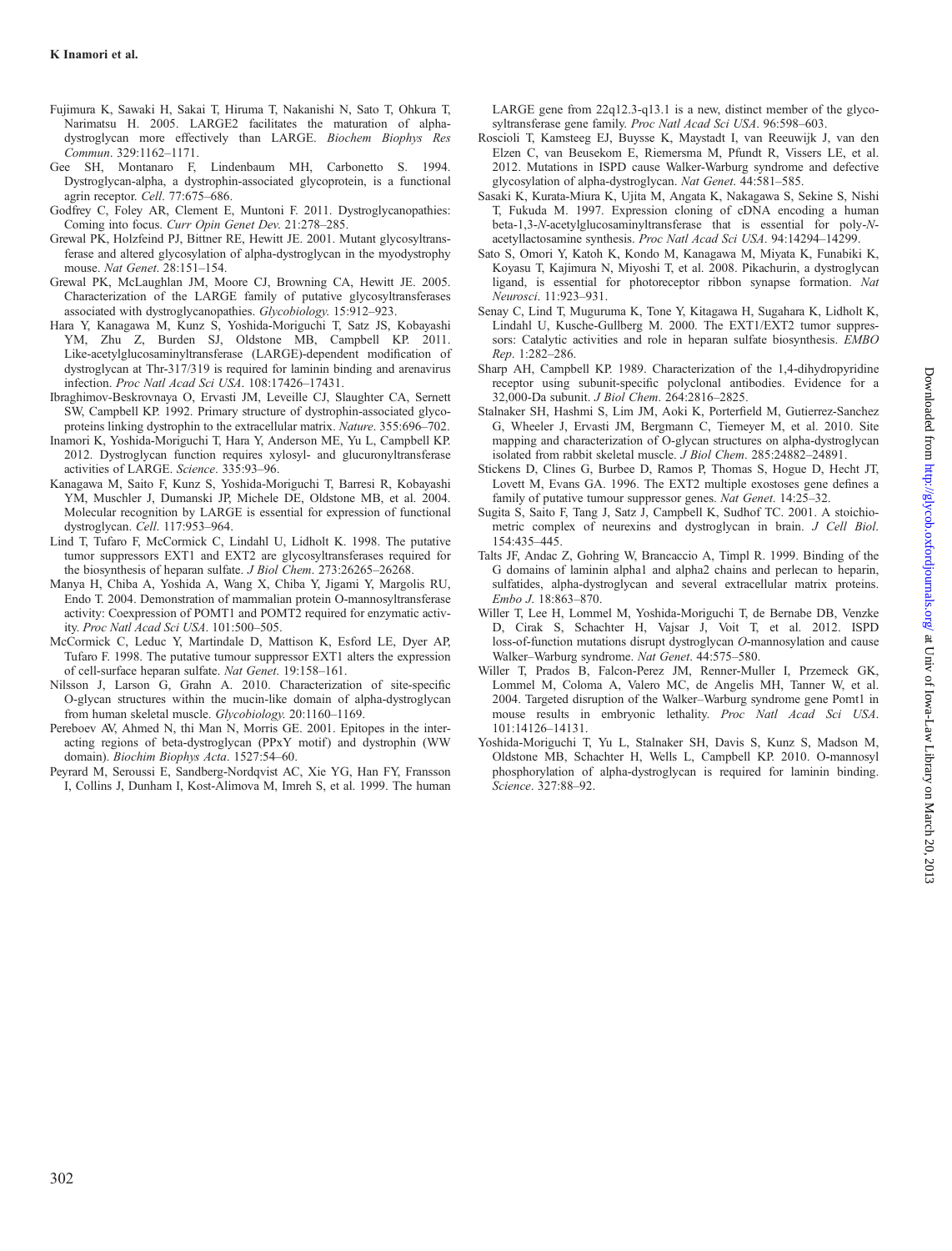Fujimura K, Sawaki H, Sakai T, Hiruma T, Nakanishi N, Sato T, Ohkura T, Narimatsu H. 2005. LARGE2 facilitates the maturation of alpha-dystroglycan more effectively than LARGE. *Biochem Biophys Res Commun*. 329:1162–1171.

Gee SH, Montanaro F, Lindenbaum MH, Carbonetto S. 1994. Dystroglycan-alpha, a dystrophin-associated glycoprotein, is a functional agrin receptor. *Cell*. 77:675–686.

Godfrey C, Foley AR, Clement E, Muntoni F. 2011. Dystroglycanopathies: Coming into focus. *Curr Opin Genet Dev*. 21:278–285.

Grewal PK, Holzfeind PJ, Bittner RE, Hewitt JE. 2001. Mutant glycosyltransferase and altered glycosylation of alpha-dystroglycan in the myodystrophy mouse. *Nat Genet*. 28:151–154.

Grewal PK, McLaughlan JM, Moore CJ, Browning CA, Hewitt JE. 2005. Characterization of the LARGE family of putative glycosyltransferases associated with dystroglycanopathies. *Glycobiology*. 15:912–923.

Hara Y, Kanagawa M, Kunz S, Yoshida-Moriguchi T, Satz JS, Kobayashi YM, Zhu Z, Burden SJ, Oldstone MB, Campbell KP. 2011. Like-acetylglucosaminyltransferase (LARGE)-dependent modification of dystroglycan at Thr-317/319 is required for laminin binding and arenavirus infection. *Proc Natl Acad Sci USA*. 108:17426–17431.

Ibraghimov-Beskrovnaya O, Ervasti JM, Leveille CJ, Slaughter CA, Sernett SW, Campbell KP. 1992. Primary structure of dystrophin-associated glycoproteins linking dystrophin to the extracellular matrix. *Nature*. 355:696–702.

Inamori K, Yoshida-Moriguchi T, Hara Y, Anderson ME, Yu L, Campbell KP. 2012. Dystroglycan function requires xylosyl- and glucuronyltransferase activities of LARGE. *Science*. 335:93–96.

Kanagawa M, Saito F, Kunz S, Yoshida-Moriguchi T, Barresi R, Kobayashi YM, Muschler J, Dumanski JP, Michele DE, Oldstone MB, et al. 2004. Molecular recognition by LARGE is essential for expression of functional dystroglycan. *Cell*. 117:953–964.

Lind T, Tufaro F, McCormick C, Lindahl U, Lidholt K. 1998. The putative tumor suppressors EXT1 and EXT2 are glycosyltransferases required for the biosynthesis of heparan sulfate. *J Biol Chem*. 273:26265–26268.

Manya H, Chiba A, Yoshida A, Wang X, Chiba Y, Jigami Y, Margolis RU, Endo T. 2004. Demonstration of mammalian protein O-mannosyltransferase activity: Coexpression of POMT1 and POMT2 required for enzymatic activity. *Proc Natl Acad Sci USA*. 101:500–505.

McCormick C, Leduc Y, Martindale D, Mattison K, Esford LE, Dyer AP, Tufaro F. 1998. The putative tumour suppressor EXT1 alters the expression of cell-surface heparan sulfate. *Nat Genet*. 19:158–161.

Nilsson J, Larson G, Grahn A. 2010. Characterization of site-specific O-glycan structures within the mucin-like domain of alpha-dystroglycan from human skeletal muscle. *Glycobiology*. 20:1160–1169.

Pereboev AV, Ahmed N, thi Man N, Morris GE. 2001. Epitopes in the interacting regions of beta-dystroglycan (PPxY motif) and dystrophin (WW domain). *Biochim Biophys Acta*. 1527:54–60.

Peyrard M, Seroussi E, Sandberg-Nordqvist AC, Xie YG, Han FY, Fransson I, Collins J, Dunham I, Kost-Alimova M, Imreh S, et al. 1999. The human LARGE gene from 22q12.3-q13.1 is a new, distinct member of the glycosyltransferase gene family. *Proc Natl Acad Sci USA*. 96:598–603.

Roscioli T, Kamsteeg EJ, Buysse K, Maystadt I, van Reeuwijk J, van den Elzen C, van Beusekom E, Riemersma M, Pfundt R, Vissers LE, et al. 2012. Mutations in ISPD cause Walker-Warburg syndrome and defective glycosylation of alpha-dystroglycan. *Nat Genet*. 44:581–585.

Sasaki K, Kurata-Miura K, Ujita M, Angata K, Nakagawa S, Sekine S, Nishi T, Fukuda M. 1997. Expression cloning of cDNA encoding a human beta-1,3-*N*-acetylglucosaminyltransferase that is essential for poly-*N*-acetyllactosamine synthesis. *Proc Natl Acad Sci USA*. 94:14294–14299.

Sato S, Omori Y, Katoh K, Kondo M, Kanagawa M, Miyata K, Funabiki K, Koyasu T, Kajimura N, Miyoshi T, et al. 2008. Pikachurin, a dystroglycan ligand, is essential for photoreceptor ribbon synapse formation. *Nat Neurosci*. 11:923–931.

Senay C, Lind T, Muguruma K, Tone Y, Kitagawa H, Sugahara K, Lidholt K, Lindahl U, Kusche-Gullberg M. 2000. The EXT1/EXT2 tumor suppressors: Catalytic activities and role in heparan sulfate biosynthesis. *EMBO Rep*. 1:282–286.

Sharp AH, Campbell KP. 1989. Characterization of the 1,4-dihydropyridine receptor using subunit-specific polyclonal antibodies. Evidence for a 32,000-Da subunit. *J Biol Chem*. 264:2816–2825.

Stalnaker SH, Hashmi S, Lim JM, Aoki K, Porterfield M, Gutierrez-Sanchez G, Wheeler J, Ervasti JM, Bergmann C, Tiemeyer M, et al. 2010. Site mapping and characterization of O-glycan structures on alpha-dystroglycan isolated from rabbit skeletal muscle. *J Biol Chem*. 285:24882–24891.

Stickens D, Clines G, Burbee D, Ramos P, Thomas S, Hogue D, Hecht JT, Lovett M, Evans GA. 1996. The EXT2 multiple exostoses gene defines a family of putative tumour suppressor genes. *Nat Genet*. 14:25–32.

Sugita S, Saito F, Tang J, Satz J, Campbell K, Sudhof TC. 2001. A stoichiometric complex of neurexins and dystroglycan in brain. *J Cell Biol*. 154:435–445.

Talts JF, Andac Z, Gohring W, Brancaccio A, Timpl R. 1999. Binding of the G domains of laminin alpha1 and alpha2 chains and perlecan to heparin, sulfatides, alpha-dystroglycan and several extracellular matrix proteins. *Embo J*. 18:863–870.

Willer T, Lee H, Lommel M, Yoshida-Moriguchi T, de Bernabe DB, Venzke D, Cirak S, Schachter H, Vajsar J, Voit T, et al. 2012. ISPD loss-of-function mutations disrupt dystroglycan *O*-mannosylation and cause Walker–Warburg syndrome. *Nat Genet*. 44:575–580.

Willer T, Prados B, Falcon-Perez JM, Renner-Muller I, Przemeck GK, Lommel M, Coloma A, Valero MC, de Angelis MH, Tanner W, et al. 2004. Targeted disruption of the Walker–Warburg syndrome gene Pomt1 in mouse results in embryonic lethality. *Proc Natl Acad Sci USA*. 101:14126–14131.

Yoshida-Moriguchi T, Yu L, Stalnaker SH, Davis S, Kunz S, Madson M, Oldstone MB, Schachter H, Wells L, Campbell KP. 2010. O-mannosyl phosphorylation of alpha-dystroglycan is required for laminin binding. *Science*. 327:88–92.